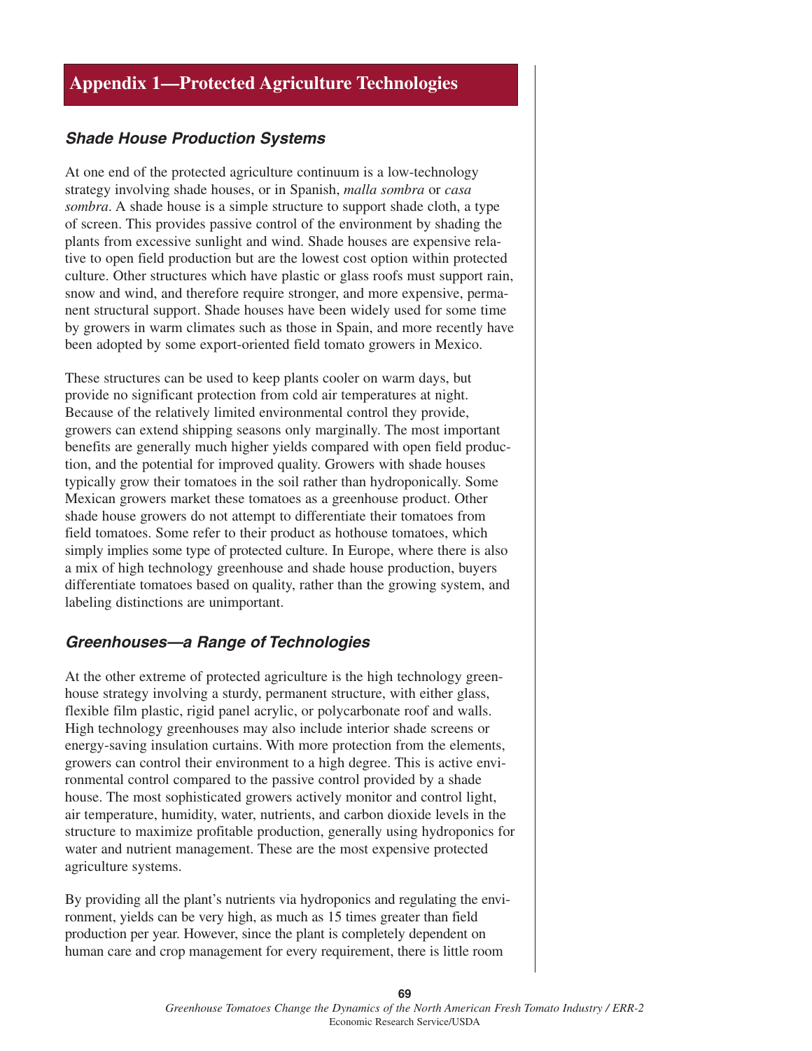# Appendix 1—Protected Agriculture Technologies

## *Shade House Production Systems*

At one end of the protected agriculture continuum is a low-technology strategy involving shade houses, or in Spanish, *malla sombra* or *casa sombra*. A shade house is a simple structure to support shade cloth, a type of screen. This provides passive control of the environment by shading the plants from excessive sunlight and wind. Shade houses are expensive relative to open field production but are the lowest cost option within protected culture. Other structures which have plastic or glass roofs must support rain, snow and wind, and therefore require stronger, and more expensive, permanent structural support. Shade houses have been widely used for some time by growers in warm climates such as those in Spain, and more recently have been adopted by some export-oriented field tomato growers in Mexico.

These structures can be used to keep plants cooler on warm days, but provide no significant protection from cold air temperatures at night. Because of the relatively limited environmental control they provide, growers can extend shipping seasons only marginally. The most important benefits are generally much higher yields compared with open field production, and the potential for improved quality. Growers with shade houses typically grow their tomatoes in the soil rather than hydroponically. Some Mexican growers market these tomatoes as a greenhouse product. Other shade house growers do not attempt to differentiate their tomatoes from field tomatoes. Some refer to their product as hothouse tomatoes, which simply implies some type of protected culture. In Europe, where there is also a mix of high technology greenhouse and shade house production, buyers differentiate tomatoes based on quality, rather than the growing system, and labeling distinctions are unimportant.

## *Greenhouses—a Range of Technologies*

At the other extreme of protected agriculture is the high technology greenhouse strategy involving a sturdy, permanent structure, with either glass, flexible film plastic, rigid panel acrylic, or polycarbonate roof and walls. High technology greenhouses may also include interior shade screens or energy-saving insulation curtains. With more protection from the elements, growers can control their environment to a high degree. This is active environmental control compared to the passive control provided by a shade house. The most sophisticated growers actively monitor and control light, air temperature, humidity, water, nutrients, and carbon dioxide levels in the structure to maximize profitable production, generally using hydroponics for water and nutrient management. These are the most expensive protected agriculture systems.

By providing all the plant's nutrients via hydroponics and regulating the environment, yields can be very high, as much as 15 times greater than field production per year. However, since the plant is completely dependent on human care and crop management for every requirement, there is little room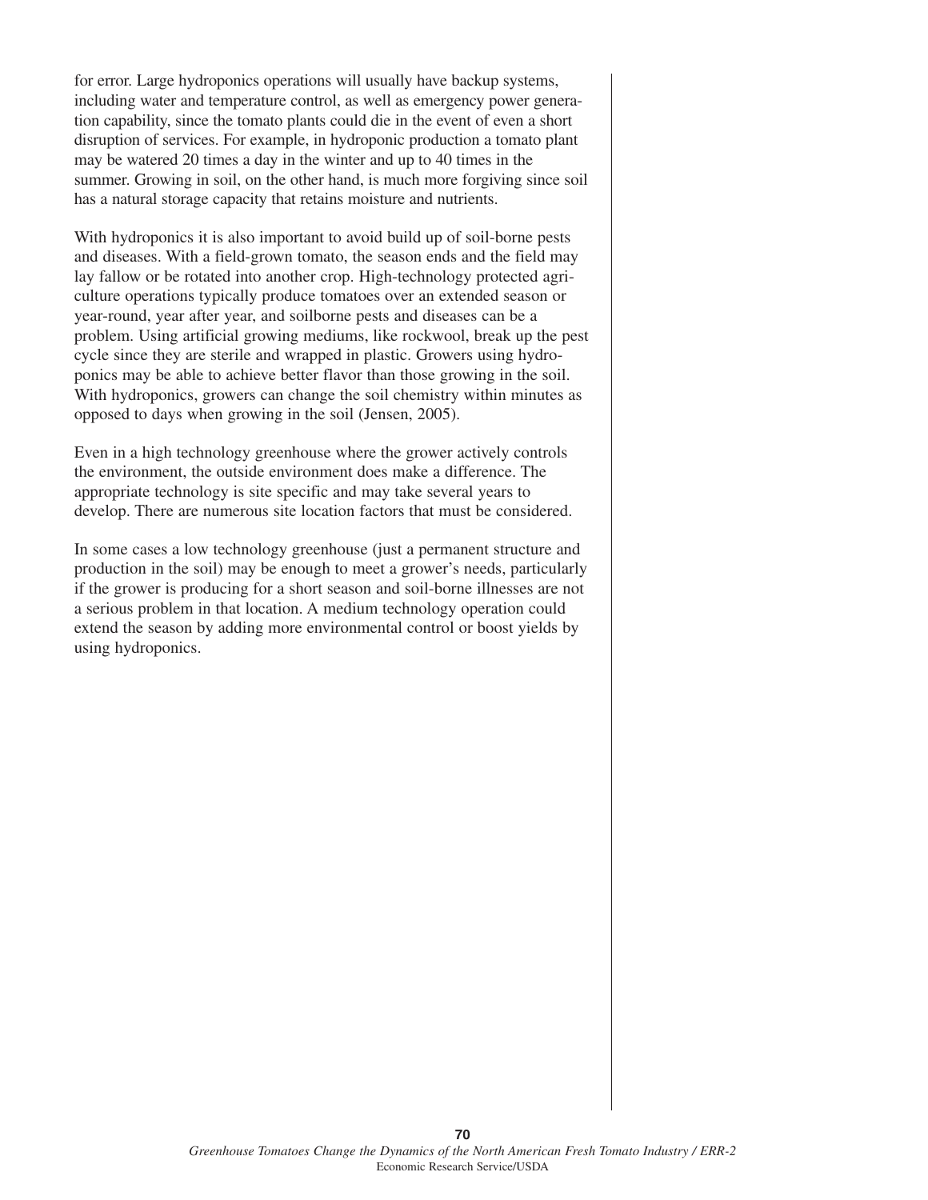for error. Large hydroponics operations will usually have backup systems, including water and temperature control, as well as emergency power generation capability, since the tomato plants could die in the event of even a short disruption of services. For example, in hydroponic production a tomato plant may be watered 20 times a day in the winter and up to 40 times in the summer. Growing in soil, on the other hand, is much more forgiving since soil has a natural storage capacity that retains moisture and nutrients.

With hydroponics it is also important to avoid build up of soil-borne pests and diseases. With a field-grown tomato, the season ends and the field may lay fallow or be rotated into another crop. High-technology protected agriculture operations typically produce tomatoes over an extended season or year-round, year after year, and soilborne pests and diseases can be a problem. Using artificial growing mediums, like rockwool, break up the pest cycle since they are sterile and wrapped in plastic. Growers using hydroponics may be able to achieve better flavor than those growing in the soil. With hydroponics, growers can change the soil chemistry within minutes as opposed to days when growing in the soil (Jensen, 2005).

Even in a high technology greenhouse where the grower actively controls the environment, the outside environment does make a difference. The appropriate technology is site specific and may take several years to develop. There are numerous site location factors that must be considered.

In some cases a low technology greenhouse (just a permanent structure and production in the soil) may be enough to meet a grower's needs, particularly if the grower is producing for a short season and soil-borne illnesses are not a serious problem in that location. A medium technology operation could extend the season by adding more environmental control or boost yields by using hydroponics.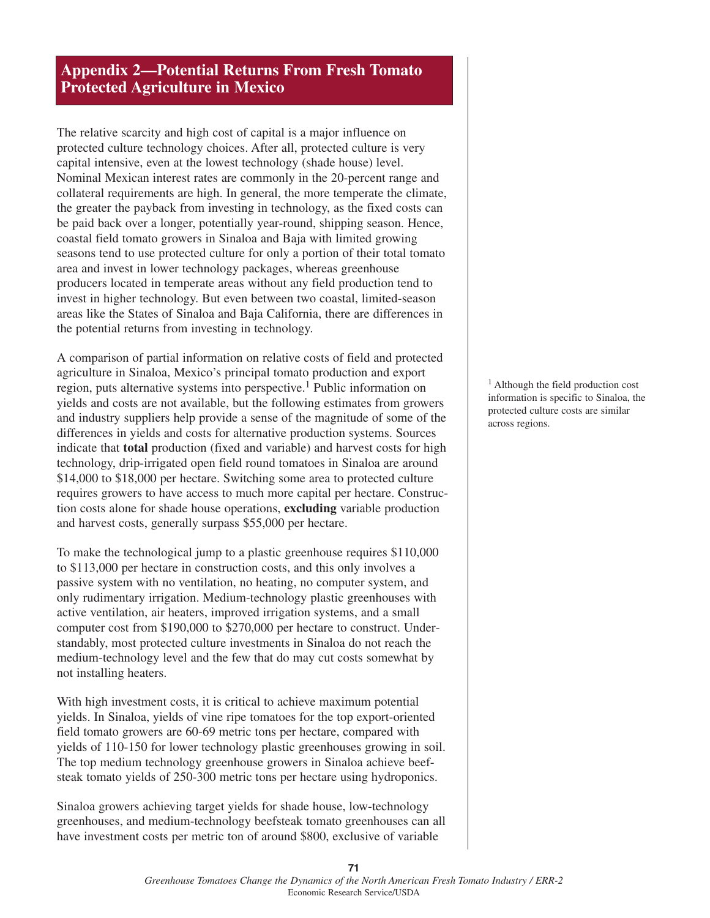## Appendix 2—Potential Returns From Fresh Tomato Protected Agriculture in Mexico

The relative scarcity and high cost of capital is a major influence on protected culture technology choices. After all, protected culture is very capital intensive, even at the lowest technology (shade house) level. Nominal Mexican interest rates are commonly in the 20-percent range and collateral requirements are high. In general, the more temperate the climate, the greater the payback from investing in technology, as the fixed costs can be paid back over a longer, potentially year-round, shipping season. Hence, coastal field tomato growers in Sinaloa and Baja with limited growing seasons tend to use protected culture for only a portion of their total tomato area and invest in lower technology packages, whereas greenhouse producers located in temperate areas without any field production tend to invest in higher technology. But even between two coastal, limited-season areas like the States of Sinaloa and Baja California, there are differences in the potential returns from investing in technology.

A comparison of partial information on relative costs of field and protected agriculture in Sinaloa, Mexico's principal tomato production and export region, puts alternative systems into perspective.[1] Public information on yields and costs are not available, but the following estimates from growers and industry suppliers help provide a sense of the magnitude of some of the differences in yields and costs for alternative production systems. Sources indicate that **total** production (fixed and variable) and harvest costs for high technology, drip-irrigated open field round tomatoes in Sinaloa are around $14,000 to $18,000 per hectare. Switching some area to protected culture requires growers to have access to much more capital per hectare. Construction costs alone for shade house operations, **excluding** variable production and harvest costs, generally surpass $55,000 per hectare.

[1] Although the field production cost information is specific to Sinaloa, the protected culture costs are similar across regions.

To make the technological jump to a plastic greenhouse requires $110,000 to $113,000 per hectare in construction costs, and this only involves a passive system with no ventilation, no heating, no computer system, and only rudimentary irrigation. Medium-technology plastic greenhouses with active ventilation, air heaters, improved irrigation systems, and a small computer cost from $190,000 to $270,000 per hectare to construct. Understandably, most protected culture investments in Sinaloa do not reach the medium-technology level and the few that do may cut costs somewhat by not installing heaters.

With high investment costs, it is critical to achieve maximum potential yields. In Sinaloa, yields of vine ripe tomatoes for the top export-oriented field tomato growers are 60-69 metric tons per hectare, compared with yields of 110-150 for lower technology plastic greenhouses growing in soil. The top medium technology greenhouse growers in Sinaloa achieve beefsteak tomato yields of 250-300 metric tons per hectare using hydroponics.

Sinaloa growers achieving target yields for shade house, low-technology greenhouses, and medium-technology beefsteak tomato greenhouses can all have investment costs per metric ton of around $800, exclusive of variable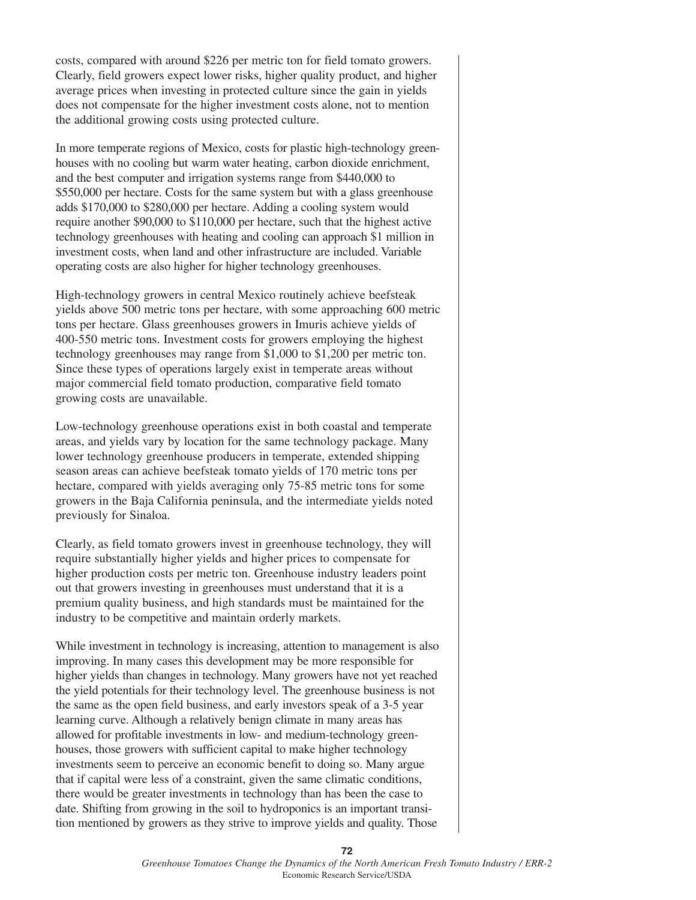costs, compared with around $226 per metric ton for field tomato growers. Clearly, field growers expect lower risks, higher quality product, and higher average prices when investing in protected culture since the gain in yields does not compensate for the higher investment costs alone, not to mention the additional growing costs using protected culture.

In more temperate regions of Mexico, costs for plastic high-technology greenhouses with no cooling but warm water heating, carbon dioxide enrichment, and the best computer and irrigation systems range from $440,000 to $550,000 per hectare. Costs for the same system but with a glass greenhouse adds $170,000 to $280,000 per hectare. Adding a cooling system would require another $90,000 to $110,000 per hectare, such that the highest active technology greenhouses with heating and cooling can approach $1 million in investment costs, when land and other infrastructure are included. Variable operating costs are also higher for higher technology greenhouses.

High-technology growers in central Mexico routinely achieve beefsteak yields above 500 metric tons per hectare, with some approaching 600 metric tons per hectare. Glass greenhouses growers in Imuris achieve yields of 400-550 metric tons. Investment costs for growers employing the highest technology greenhouses may range from $1,000 to $1,200 per metric ton. Since these types of operations largely exist in temperate areas without major commercial field tomato production, comparative field tomato growing costs are unavailable.

Low-technology greenhouse operations exist in both coastal and temperate areas, and yields vary by location for the same technology package. Many lower technology greenhouse producers in temperate, extended shipping season areas can achieve beefsteak tomato yields of 170 metric tons per hectare, compared with yields averaging only 75-85 metric tons for some growers in the Baja California peninsula, and the intermediate yields noted previously for Sinaloa.

Clearly, as field tomato growers invest in greenhouse technology, they will require substantially higher yields and higher prices to compensate for higher production costs per metric ton. Greenhouse industry leaders point out that growers investing in greenhouses must understand that it is a premium quality business, and high standards must be maintained for the industry to be competitive and maintain orderly markets.

While investment in technology is increasing, attention to management is also improving. In many cases this development may be more responsible for higher yields than changes in technology. Many growers have not yet reached the yield potentials for their technology level. The greenhouse business is not the same as the open field business, and early investors speak of a 3-5 year learning curve. Although a relatively benign climate in many areas has allowed for profitable investments in low- and medium-technology greenhouses, those growers with sufficient capital to make higher technology investments seem to perceive an economic benefit to doing so. Many argue that if capital were less of a constraint, given the same climatic conditions, there would be greater investments in technology than has been the case to date. Shifting from growing in the soil to hydroponics is an important transition mentioned by growers as they strive to improve yields and quality. Those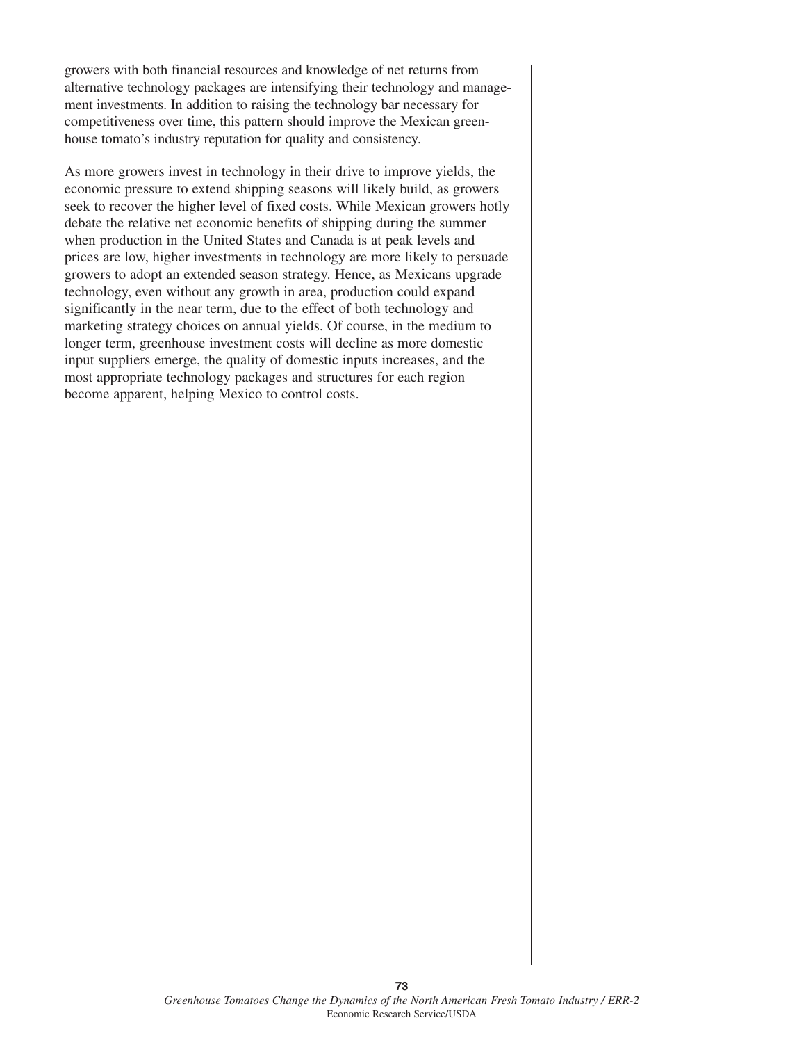growers with both financial resources and knowledge of net returns from alternative technology packages are intensifying their technology and management investments. In addition to raising the technology bar necessary for competitiveness over time, this pattern should improve the Mexican greenhouse tomato's industry reputation for quality and consistency.

As more growers invest in technology in their drive to improve yields, the economic pressure to extend shipping seasons will likely build, as growers seek to recover the higher level of fixed costs. While Mexican growers hotly debate the relative net economic benefits of shipping during the summer when production in the United States and Canada is at peak levels and prices are low, higher investments in technology are more likely to persuade growers to adopt an extended season strategy. Hence, as Mexicans upgrade technology, even without any growth in area, production could expand significantly in the near term, due to the effect of both technology and marketing strategy choices on annual yields. Of course, in the medium to longer term, greenhouse investment costs will decline as more domestic input suppliers emerge, the quality of domestic inputs increases, and the most appropriate technology packages and structures for each region become apparent, helping Mexico to control costs.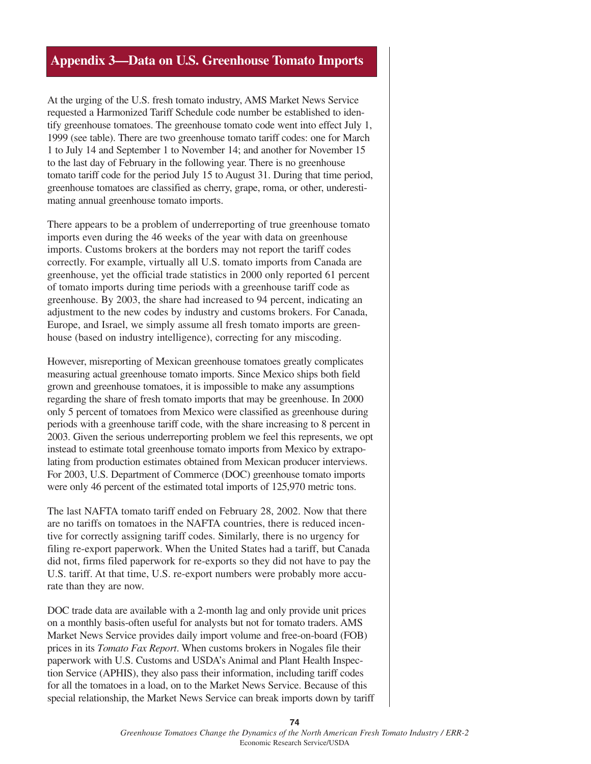# Appendix 3—Data on U.S. Greenhouse Tomato Imports

At the urging of the U.S. fresh tomato industry, AMS Market News Service requested a Harmonized Tariff Schedule code number be established to identify greenhouse tomatoes. The greenhouse tomato code went into effect July 1, 1999 (see table). There are two greenhouse tomato tariff codes: one for March 1 to July 14 and September 1 to November 14; and another for November 15 to the last day of February in the following year. There is no greenhouse tomato tariff code for the period July 15 to August 31. During that time period, greenhouse tomatoes are classified as cherry, grape, roma, or other, underestimating annual greenhouse tomato imports.

There appears to be a problem of underreporting of true greenhouse tomato imports even during the 46 weeks of the year with data on greenhouse imports. Customs brokers at the borders may not report the tariff codes correctly. For example, virtually all U.S. tomato imports from Canada are greenhouse, yet the official trade statistics in 2000 only reported 61 percent of tomato imports during time periods with a greenhouse tariff code as greenhouse. By 2003, the share had increased to 94 percent, indicating an adjustment to the new codes by industry and customs brokers. For Canada, Europe, and Israel, we simply assume all fresh tomato imports are greenhouse (based on industry intelligence), correcting for any miscoding.

However, misreporting of Mexican greenhouse tomatoes greatly complicates measuring actual greenhouse tomato imports. Since Mexico ships both field grown and greenhouse tomatoes, it is impossible to make any assumptions regarding the share of fresh tomato imports that may be greenhouse. In 2000 only 5 percent of tomatoes from Mexico were classified as greenhouse during periods with a greenhouse tariff code, with the share increasing to 8 percent in 2003. Given the serious underreporting problem we feel this represents, we opt instead to estimate total greenhouse tomato imports from Mexico by extrapolating from production estimates obtained from Mexican producer interviews. For 2003, U.S. Department of Commerce (DOC) greenhouse tomato imports were only 46 percent of the estimated total imports of 125,970 metric tons.

The last NAFTA tomato tariff ended on February 28, 2002. Now that there are no tariffs on tomatoes in the NAFTA countries, there is reduced incentive for correctly assigning tariff codes. Similarly, there is no urgency for filing re-export paperwork. When the United States had a tariff, but Canada did not, firms filed paperwork for re-exports so they did not have to pay the U.S. tariff. At that time, U.S. re-export numbers were probably more accurate than they are now.

DOC trade data are available with a 2-month lag and only provide unit prices on a monthly basis-often useful for analysts but not for tomato traders. AMS Market News Service provides daily import volume and free-on-board (FOB) prices in its *Tomato Fax Report*. When customs brokers in Nogales file their paperwork with U.S. Customs and USDA's Animal and Plant Health Inspection Service (APHIS), they also pass their information, including tariff codes for all the tomatoes in a load, on to the Market News Service. Because of this special relationship, the Market News Service can break imports down by tariff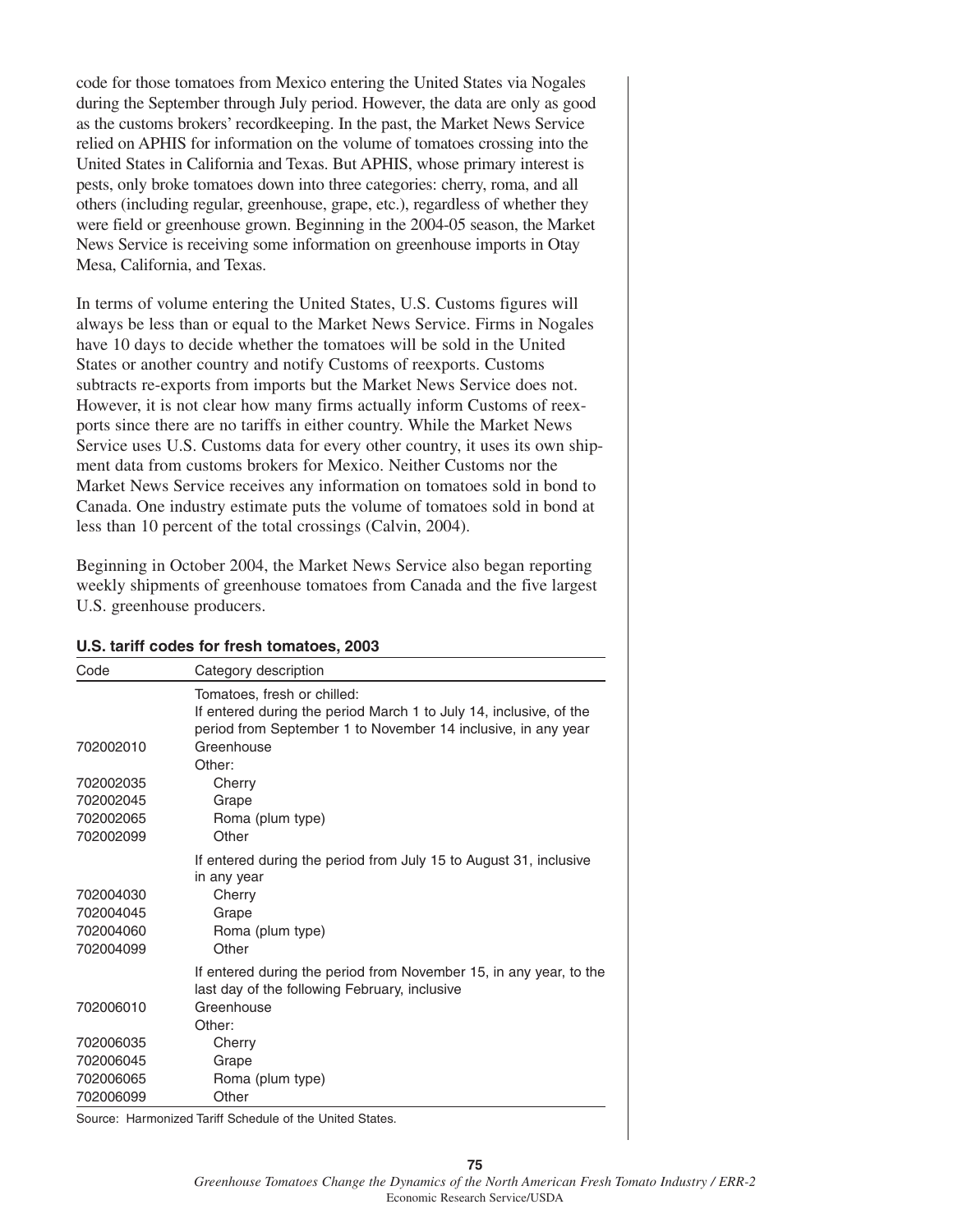code for those tomatoes from Mexico entering the United States via Nogales during the September through July period. However, the data are only as good as the customs brokers' recordkeeping. In the past, the Market News Service relied on APHIS for information on the volume of tomatoes crossing into the United States in California and Texas. But APHIS, whose primary interest is pests, only broke tomatoes down into three categories: cherry, roma, and all others (including regular, greenhouse, grape, etc.), regardless of whether they were field or greenhouse grown. Beginning in the 2004-05 season, the Market News Service is receiving some information on greenhouse imports in Otay Mesa, California, and Texas.

In terms of volume entering the United States, U.S. Customs figures will always be less than or equal to the Market News Service. Firms in Nogales have 10 days to decide whether the tomatoes will be sold in the United States or another country and notify Customs of reexports. Customs subtracts re-exports from imports but the Market News Service does not. However, it is not clear how many firms actually inform Customs of reexports since there are no tariffs in either country. While the Market News Service uses U.S. Customs data for every other country, it uses its own shipment data from customs brokers for Mexico. Neither Customs nor the Market News Service receives any information on tomatoes sold in bond to Canada. One industry estimate puts the volume of tomatoes sold in bond at less than 10 percent of the total crossings (Calvin, 2004).

Beginning in October 2004, the Market News Service also began reporting weekly shipments of greenhouse tomatoes from Canada and the five largest U.S. greenhouse producers.

**U.S. tariff codes for fresh tomatoes, 2003**

| Code | Category description |
|---|---|
| | Tomatoes, fresh or chilled: |
| | If entered during the period March 1 to July 14, inclusive, of the period from September 1 to November 14 inclusive, in any year |
| 702002010 | Greenhouse |
| | Other: |
| 702002035 | Cherry |
| 702002045 | Grape |
| 702002065 | Roma (plum type) |
| 702002099 | Other |
| | If entered during the period from July 15 to August 31, inclusive in any year |
| 702004030 | Cherry |
| 702004045 | Grape |
| 702004060 | Roma (plum type) |
| 702004099 | Other |
| | If entered during the period from November 15, in any year, to the last day of the following February, inclusive |
| 702006010 | Greenhouse |
| | Other: |
| 702006035 | Cherry |
| 702006045 | Grape |
| 702006065 | Roma (plum type) |
| 702006099 | Other |

Source: Harmonized Tariff Schedule of the United States.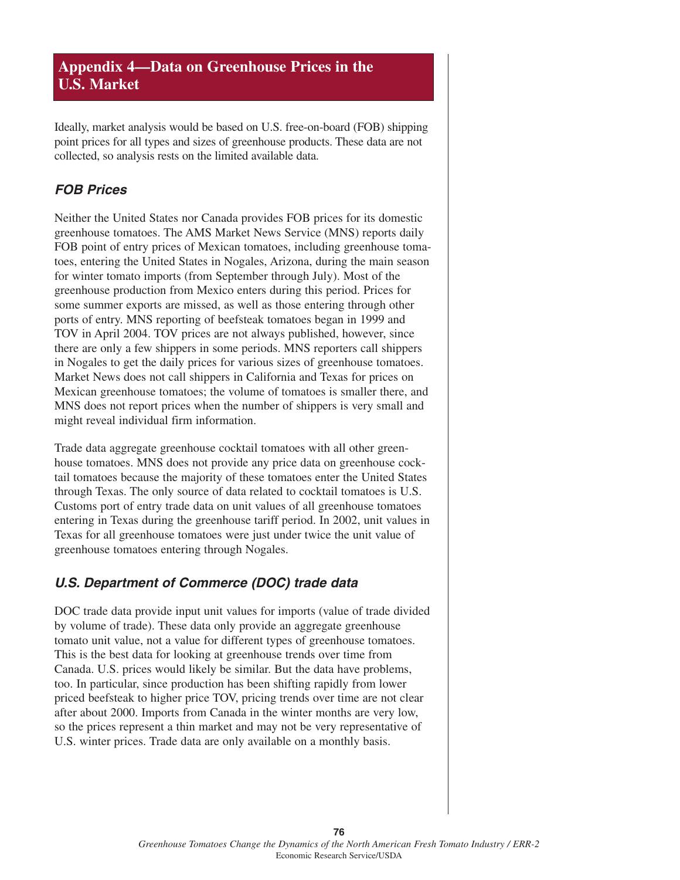# Appendix 4—Data on Greenhouse Prices in the U.S. Market

Ideally, market analysis would be based on U.S. free-on-board (FOB) shipping point prices for all types and sizes of greenhouse products. These data are not collected, so analysis rests on the limited available data.

## *FOB Prices*

Neither the United States nor Canada provides FOB prices for its domestic greenhouse tomatoes. The AMS Market News Service (MNS) reports daily FOB point of entry prices of Mexican tomatoes, including greenhouse tomatoes, entering the United States in Nogales, Arizona, during the main season for winter tomato imports (from September through July). Most of the greenhouse production from Mexico enters during this period. Prices for some summer exports are missed, as well as those entering through other ports of entry. MNS reporting of beefsteak tomatoes began in 1999 and TOV in April 2004. TOV prices are not always published, however, since there are only a few shippers in some periods. MNS reporters call shippers in Nogales to get the daily prices for various sizes of greenhouse tomatoes. Market News does not call shippers in California and Texas for prices on Mexican greenhouse tomatoes; the volume of tomatoes is smaller there, and MNS does not report prices when the number of shippers is very small and might reveal individual firm information.

Trade data aggregate greenhouse cocktail tomatoes with all other greenhouse tomatoes. MNS does not provide any price data on greenhouse cocktail tomatoes because the majority of these tomatoes enter the United States through Texas. The only source of data related to cocktail tomatoes is U.S. Customs port of entry trade data on unit values of all greenhouse tomatoes entering in Texas during the greenhouse tariff period. In 2002, unit values in Texas for all greenhouse tomatoes were just under twice the unit value of greenhouse tomatoes entering through Nogales.

## *U.S. Department of Commerce (DOC) trade data*

DOC trade data provide input unit values for imports (value of trade divided by volume of trade). These data only provide an aggregate greenhouse tomato unit value, not a value for different types of greenhouse tomatoes. This is the best data for looking at greenhouse trends over time from Canada. U.S. prices would likely be similar. But the data have problems, too. In particular, since production has been shifting rapidly from lower priced beefsteak to higher price TOV, pricing trends over time are not clear after about 2000. Imports from Canada in the winter months are very low, so the prices represent a thin market and may not be very representative of U.S. winter prices. Trade data are only available on a monthly basis.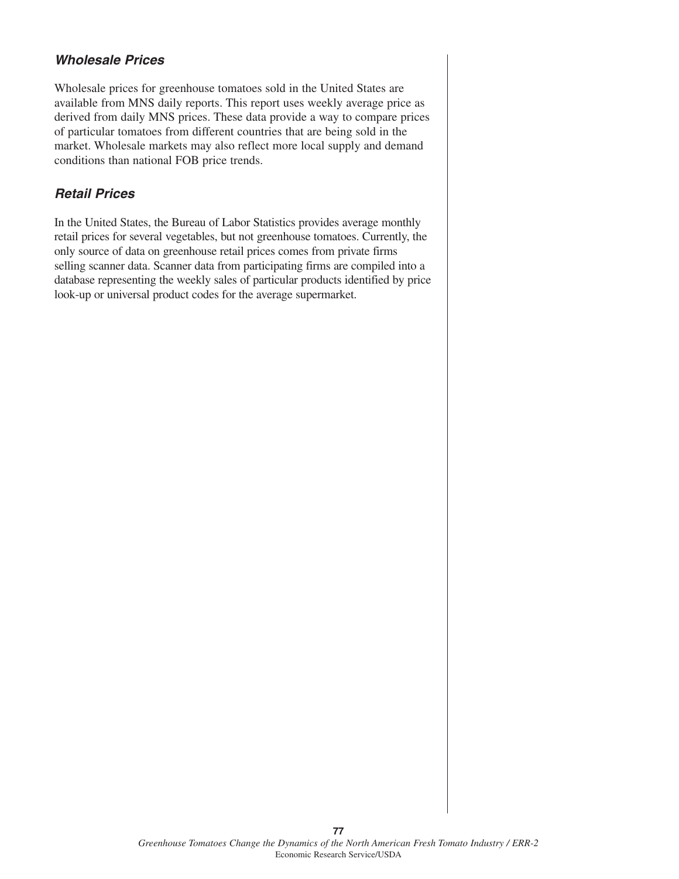### *Wholesale Prices*

Wholesale prices for greenhouse tomatoes sold in the United States are available from MNS daily reports. This report uses weekly average price as derived from daily MNS prices. These data provide a way to compare prices of particular tomatoes from different countries that are being sold in the market. Wholesale markets may also reflect more local supply and demand conditions than national FOB price trends.

### *Retail Prices*

In the United States, the Bureau of Labor Statistics provides average monthly retail prices for several vegetables, but not greenhouse tomatoes. Currently, the only source of data on greenhouse retail prices comes from private firms selling scanner data. Scanner data from participating firms are compiled into a database representing the weekly sales of particular products identified by price look-up or universal product codes for the average supermarket.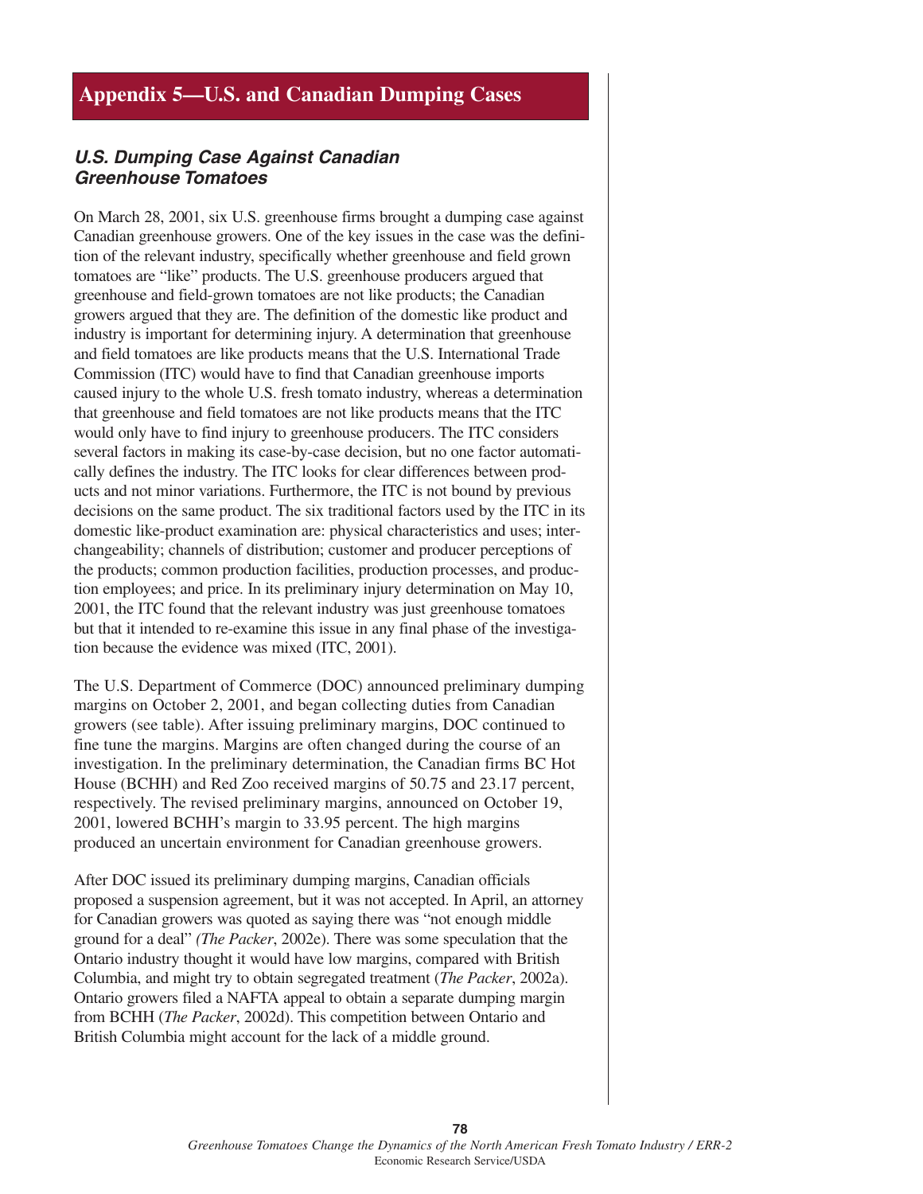# Appendix 5—U.S. and Canadian Dumping Cases

### *U.S. Dumping Case Against Canadian Greenhouse Tomatoes*

On March 28, 2001, six U.S. greenhouse firms brought a dumping case against Canadian greenhouse growers. One of the key issues in the case was the definition of the relevant industry, specifically whether greenhouse and field grown tomatoes are "like" products. The U.S. greenhouse producers argued that greenhouse and field-grown tomatoes are not like products; the Canadian growers argued that they are. The definition of the domestic like product and industry is important for determining injury. A determination that greenhouse and field tomatoes are like products means that the U.S. International Trade Commission (ITC) would have to find that Canadian greenhouse imports caused injury to the whole U.S. fresh tomato industry, whereas a determination that greenhouse and field tomatoes are not like products means that the ITC would only have to find injury to greenhouse producers. The ITC considers several factors in making its case-by-case decision, but no one factor automatically defines the industry. The ITC looks for clear differences between products and not minor variations. Furthermore, the ITC is not bound by previous decisions on the same product. The six traditional factors used by the ITC in its domestic like-product examination are: physical characteristics and uses; interchangeability; channels of distribution; customer and producer perceptions of the products; common production facilities, production processes, and production employees; and price. In its preliminary injury determination on May 10, 2001, the ITC found that the relevant industry was just greenhouse tomatoes but that it intended to re-examine this issue in any final phase of the investigation because the evidence was mixed (ITC, 2001).

The U.S. Department of Commerce (DOC) announced preliminary dumping margins on October 2, 2001, and began collecting duties from Canadian growers (see table). After issuing preliminary margins, DOC continued to fine tune the margins. Margins are often changed during the course of an investigation. In the preliminary determination, the Canadian firms BC Hot House (BCHH) and Red Zoo received margins of 50.75 and 23.17 percent, respectively. The revised preliminary margins, announced on October 19, 2001, lowered BCHH's margin to 33.95 percent. The high margins produced an uncertain environment for Canadian greenhouse growers.

After DOC issued its preliminary dumping margins, Canadian officials proposed a suspension agreement, but it was not accepted. In April, an attorney for Canadian growers was quoted as saying there was "not enough middle ground for a deal" *(The Packer*, 2002e). There was some speculation that the Ontario industry thought it would have low margins, compared with British Columbia, and might try to obtain segregated treatment (*The Packer*, 2002a). Ontario growers filed a NAFTA appeal to obtain a separate dumping margin from BCHH (*The Packer*, 2002d). This competition between Ontario and British Columbia might account for the lack of a middle ground.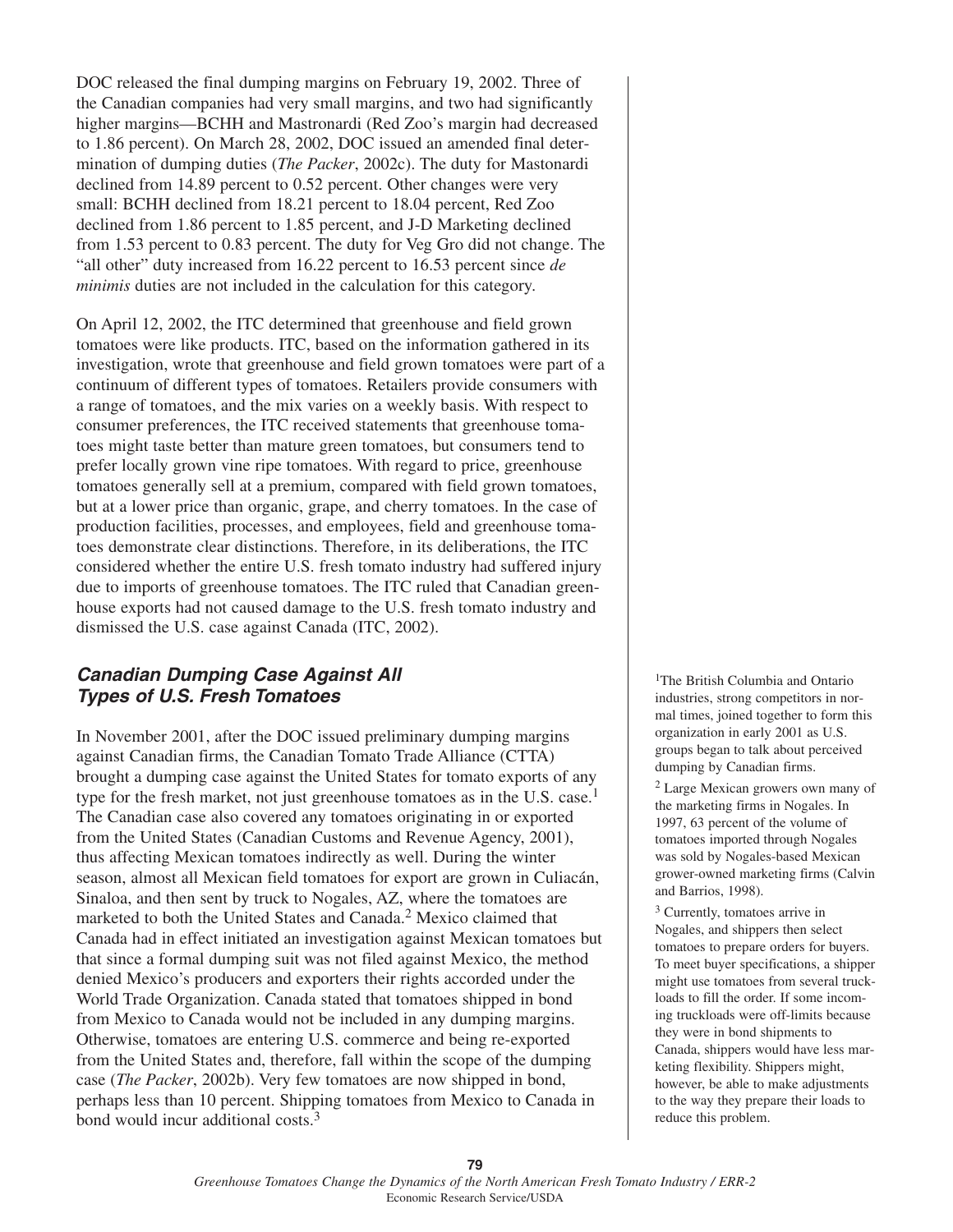DOC released the final dumping margins on February 19, 2002. Three of the Canadian companies had very small margins, and two had significantly higher margins—BCHH and Mastronardi (Red Zoo's margin had decreased to 1.86 percent). On March 28, 2002, DOC issued an amended final determination of dumping duties (*The Packer*, 2002c). The duty for Mastonardi declined from 14.89 percent to 0.52 percent. Other changes were very small: BCHH declined from 18.21 percent to 18.04 percent, Red Zoo declined from 1.86 percent to 1.85 percent, and J-D Marketing declined from 1.53 percent to 0.83 percent. The duty for Veg Gro did not change. The "all other" duty increased from 16.22 percent to 16.53 percent since *de minimis* duties are not included in the calculation for this category.

On April 12, 2002, the ITC determined that greenhouse and field grown tomatoes were like products. ITC, based on the information gathered in its investigation, wrote that greenhouse and field grown tomatoes were part of a continuum of different types of tomatoes. Retailers provide consumers with a range of tomatoes, and the mix varies on a weekly basis. With respect to consumer preferences, the ITC received statements that greenhouse tomatoes might taste better than mature green tomatoes, but consumers tend to prefer locally grown vine ripe tomatoes. With regard to price, greenhouse tomatoes generally sell at a premium, compared with field grown tomatoes, but at a lower price than organic, grape, and cherry tomatoes. In the case of production facilities, processes, and employees, field and greenhouse tomatoes demonstrate clear distinctions. Therefore, in its deliberations, the ITC considered whether the entire U.S. fresh tomato industry had suffered injury due to imports of greenhouse tomatoes. The ITC ruled that Canadian greenhouse exports had not caused damage to the U.S. fresh tomato industry and dismissed the U.S. case against Canada (ITC, 2002).

### *Canadian Dumping Case Against All Types of U.S. Fresh Tomatoes*

In November 2001, after the DOC issued preliminary dumping margins against Canadian firms, the Canadian Tomato Trade Alliance (CTTA) brought a dumping case against the United States for tomato exports of any type for the fresh market, not just greenhouse tomatoes as in the U.S. case.[1] The Canadian case also covered any tomatoes originating in or exported from the United States (Canadian Customs and Revenue Agency, 2001), thus affecting Mexican tomatoes indirectly as well. During the winter season, almost all Mexican field tomatoes for export are grown in Culiacán, Sinaloa, and then sent by truck to Nogales, AZ, where the tomatoes are marketed to both the United States and Canada.[2] Mexico claimed that Canada had in effect initiated an investigation against Mexican tomatoes but that since a formal dumping suit was not filed against Mexico, the method denied Mexico's producers and exporters their rights accorded under the World Trade Organization. Canada stated that tomatoes shipped in bond from Mexico to Canada would not be included in any dumping margins. Otherwise, tomatoes are entering U.S. commerce and being re-exported from the United States and, therefore, fall within the scope of the dumping case (*The Packer*, 2002b). Very few tomatoes are now shipped in bond, perhaps less than 10 percent. Shipping tomatoes from Mexico to Canada in bond would incur additional costs.[3]

[1]The British Columbia and Ontario industries, strong competitors in normal times, joined together to form this organization in early 2001 as U.S. groups began to talk about perceived dumping by Canadian firms.

[2] Large Mexican growers own many of the marketing firms in Nogales. In 1997, 63 percent of the volume of tomatoes imported through Nogales was sold by Nogales-based Mexican grower-owned marketing firms (Calvin and Barrios, 1998).

[3] Currently, tomatoes arrive in Nogales, and shippers then select tomatoes to prepare orders for buyers. To meet buyer specifications, a shipper might use tomatoes from several truckloads to fill the order. If some incoming truckloads were off-limits because they were in bond shipments to Canada, shippers would have less marketing flexibility. Shippers might, however, be able to make adjustments to the way they prepare their loads to reduce this problem.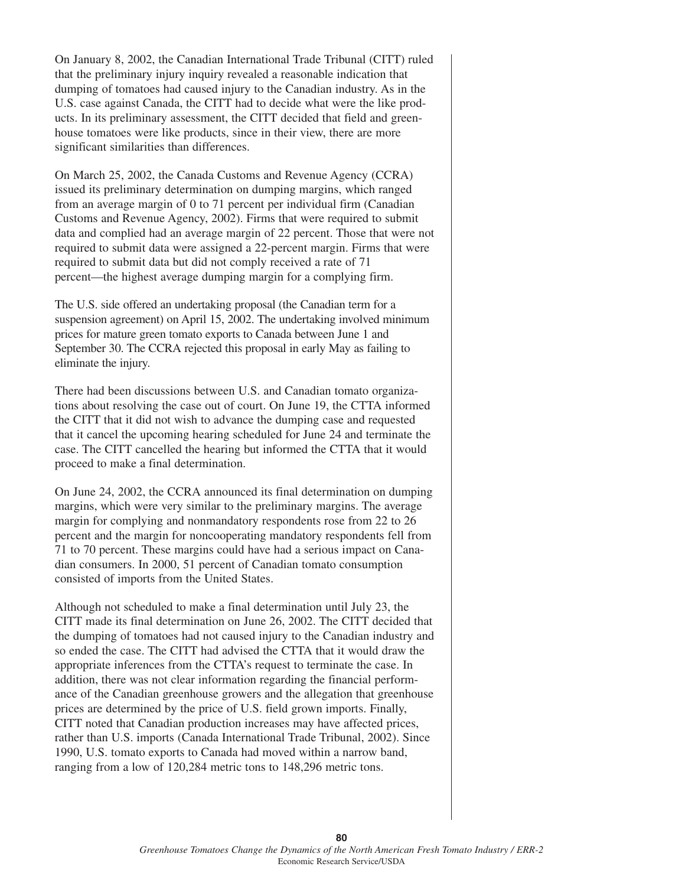On January 8, 2002, the Canadian International Trade Tribunal (CITT) ruled that the preliminary injury inquiry revealed a reasonable indication that dumping of tomatoes had caused injury to the Canadian industry. As in the U.S. case against Canada, the CITT had to decide what were the like products. In its preliminary assessment, the CITT decided that field and greenhouse tomatoes were like products, since in their view, there are more significant similarities than differences.

On March 25, 2002, the Canada Customs and Revenue Agency (CCRA) issued its preliminary determination on dumping margins, which ranged from an average margin of 0 to 71 percent per individual firm (Canadian Customs and Revenue Agency, 2002). Firms that were required to submit data and complied had an average margin of 22 percent. Those that were not required to submit data were assigned a 22-percent margin. Firms that were required to submit data but did not comply received a rate of 71 percent—the highest average dumping margin for a complying firm.

The U.S. side offered an undertaking proposal (the Canadian term for a suspension agreement) on April 15, 2002. The undertaking involved minimum prices for mature green tomato exports to Canada between June 1 and September 30. The CCRA rejected this proposal in early May as failing to eliminate the injury.

There had been discussions between U.S. and Canadian tomato organizations about resolving the case out of court. On June 19, the CTTA informed the CITT that it did not wish to advance the dumping case and requested that it cancel the upcoming hearing scheduled for June 24 and terminate the case. The CITT cancelled the hearing but informed the CTTA that it would proceed to make a final determination.

On June 24, 2002, the CCRA announced its final determination on dumping margins, which were very similar to the preliminary margins. The average margin for complying and nonmandatory respondents rose from 22 to 26 percent and the margin for noncooperating mandatory respondents fell from 71 to 70 percent. These margins could have had a serious impact on Canadian consumers. In 2000, 51 percent of Canadian tomato consumption consisted of imports from the United States.

Although not scheduled to make a final determination until July 23, the CITT made its final determination on June 26, 2002. The CITT decided that the dumping of tomatoes had not caused injury to the Canadian industry and so ended the case. The CITT had advised the CTTA that it would draw the appropriate inferences from the CTTA's request to terminate the case. In addition, there was not clear information regarding the financial performance of the Canadian greenhouse growers and the allegation that greenhouse prices are determined by the price of U.S. field grown imports. Finally, CITT noted that Canadian production increases may have affected prices, rather than U.S. imports (Canada International Trade Tribunal, 2002). Since 1990, U.S. tomato exports to Canada had moved within a narrow band, ranging from a low of 120,284 metric tons to 148,296 metric tons.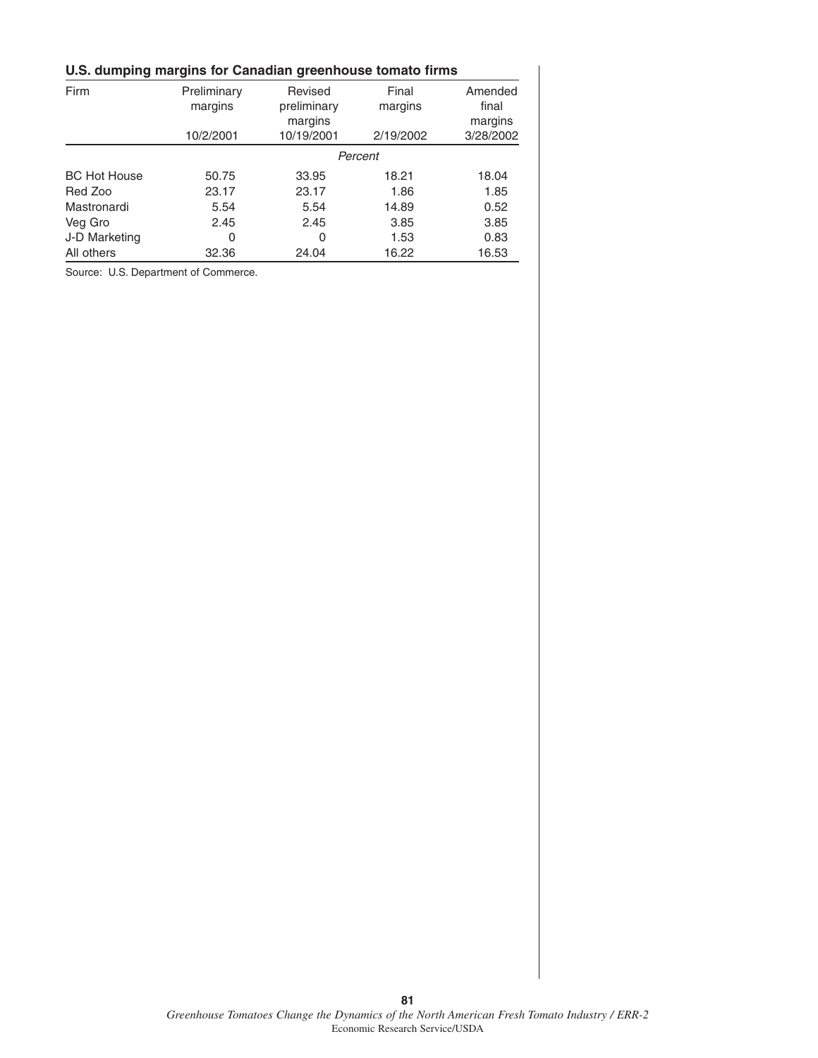### U.S. dumping margins for Canadian greenhouse tomato firms

| Firm | Preliminary margins<br>10/2/2001 | Revised preliminary margins<br>10/19/2001 | Final margins<br>2/19/2002 | Amended final margins<br>3/28/2002 |
|---|---|---|---|---|
| | | *Percent* | | |
| BC Hot House | 50.75 | 33.95 | 18.21 | 18.04 |
| Red Zoo | 23.17 | 23.17 | 1.86 | 1.85 |
| Mastronardi | 5.54 | 5.54 | 14.89 | 0.52 |
| Veg Gro | 2.45 | 2.45 | 3.85 | 3.85 |
| J-D Marketing | 0 | 0 | 1.53 | 0.83 |
| All others | 32.36 | 24.04 | 16.22 | 16.53 |

Source: U.S. Department of Commerce.